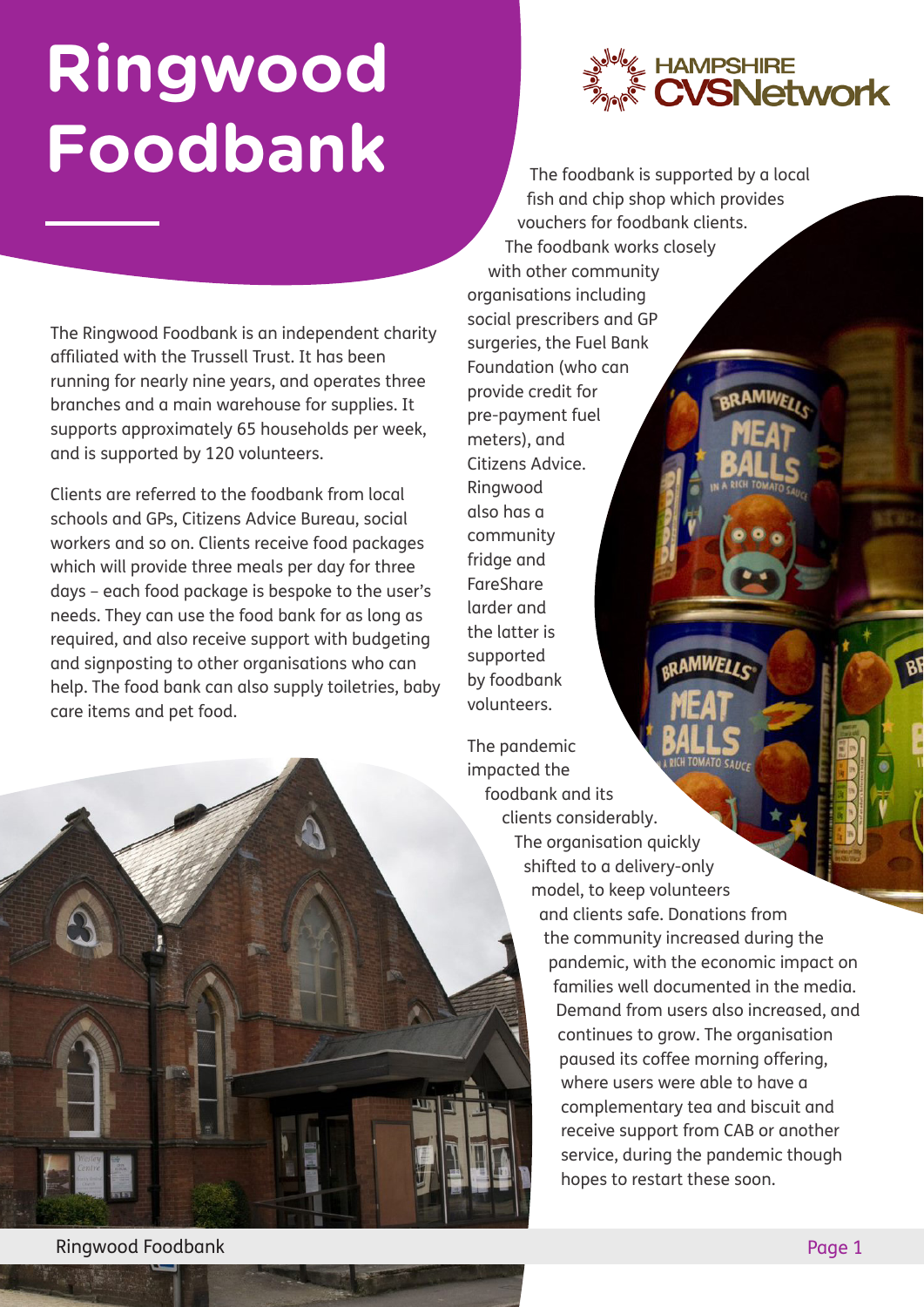# Ringwood Foodbank

The Ringwood Foodbank is an independent charity affiliated with the Trussell Trust. It has been running for nearly nine years, and operates three branches and a main warehouse for supplies. It supports approximately 65 households per week, and is supported by 120 volunteers.

Clients are referred to the foodbank from local schools and GPs, Citizens Advice Bureau, social workers and so on. Clients receive food packages which will provide three meals per day for three days – each food package is bespoke to the user's needs. They can use the food bank for as long as required, and also receive support with budgeting and signposting to other organisations who can help. The food bank can also supply toiletries, baby care items and pet food.

The foodbank is supported by a local fish and chip shop which provides vouchers for foodbank clients. The foodbank works closely with other community organisations including social prescribers and GP surgeries, the Fuel Bank Foundation (who can provide credit for pre-payment fuel meters), and Citizens Advice. Ringwood also has a community fridge and FareShare larder and the latter is supported by foodbank volunteers.

The pandemic impacted the foodbank and its clients considerably. The organisation quickly shifted to a delivery-only model, to keep volunteers and clients safe. Donations from the community increased during the pandemic, with the economic impact on families well documented in the media. Demand from users also increased, and continues to grow. The organisation paused its coffee morning offering, where users were able to have a complementary tea and biscuit and receive support from CAB or another service, during the pandemic though hopes to restart these soon.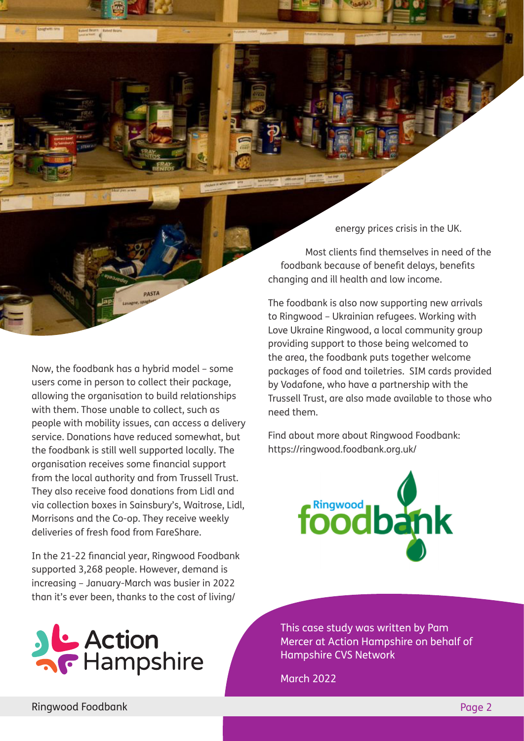Now, the foodbank has a hybrid model – some users come in person to collect their package, allowing the organisation to build relationships with them. Those unable to collect, such as people with mobility issues, can access a delivery service. Donations have reduced somewhat, but the foodbank is still well supported locally. The organisation receives some financial support from the local authority and from Trussell Trust. They also receive food donations from Lidl and via collection boxes in Sainsbury's, Waitrose, Lidl, Morrisons and the Co-op. They receive weekly deliveries of fresh food from FareShare.

In the 21-22 financial year, Ringwood Foodbank supported 3,268 people. However, demand is increasing – January-March was busier in 2022 than it's ever been, thanks to the cost of living/ energy prices crisis in the UK.

Most clients find themselves in need of the foodbank because of benefit delays, benefits changing and ill health and low income.

The foodbank is also now supporting new arrivals to Ringwood – Ukrainian refugees. Working with Love Ukraine Ringwood, a local community group providing support to those being welcomed to the area, the foodbank puts together welcome packages of food and toiletries. SIM cards provided by Vodafone, who have a partnership with the Trussell Trust, are also made available to those who need them.

Find about more about Ringwood Foodbank: https://ringwood.foodbank.org.uk/

Ringwood foodbank

Action Hampshire

This case study was written by Pam Mercer at Action Hampshire on behalf of Hampshire CVS Network

March 2022